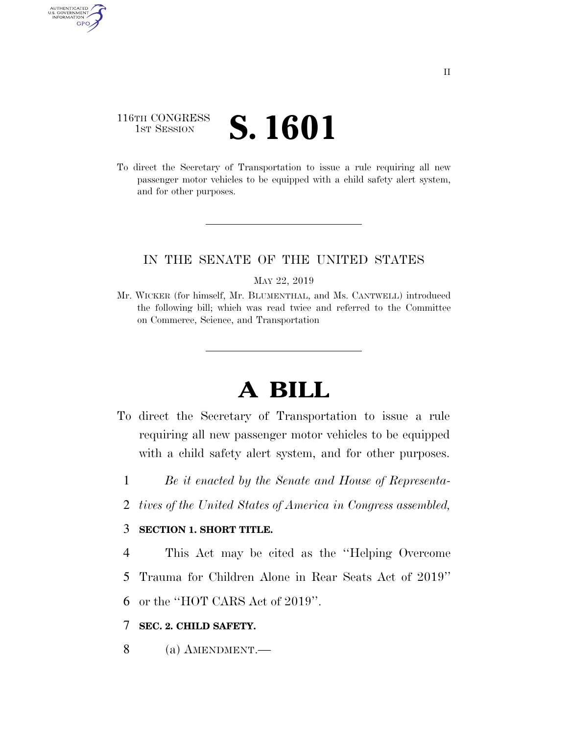116TH CONGRESS
1ST SESSION

# S. 1601

To direct the Secretary of Transportation to issue a rule requiring all new passenger motor vehicles to be equipped with a child safety alert system, and for other purposes.

---

IN THE SENATE OF THE UNITED STATES

MAY 22, 2019

Mr. WICKER (for himself, Mr. BLUMENTHAL, and Ms. CANTWELL) introduced the following bill; which was read twice and referred to the Committee on Commerce, Science, and Transportation

---

# A BILL

To direct the Secretary of Transportation to issue a rule requiring all new passenger motor vehicles to be equipped with a child safety alert system, and for other purposes.

1 *Be it enacted by the Senate and House of Representa-*
2 *tives of the United States of America in Congress assembled,*

3 **SECTION 1. SHORT TITLE.**

4 This Act may be cited as the ''Helping Overcome
5 Trauma for Children Alone in Rear Seats Act of 2019''
6 or the ''HOT CARS Act of 2019''.

7 **SEC. 2. CHILD SAFETY.**

8 (a) AMENDMENT.—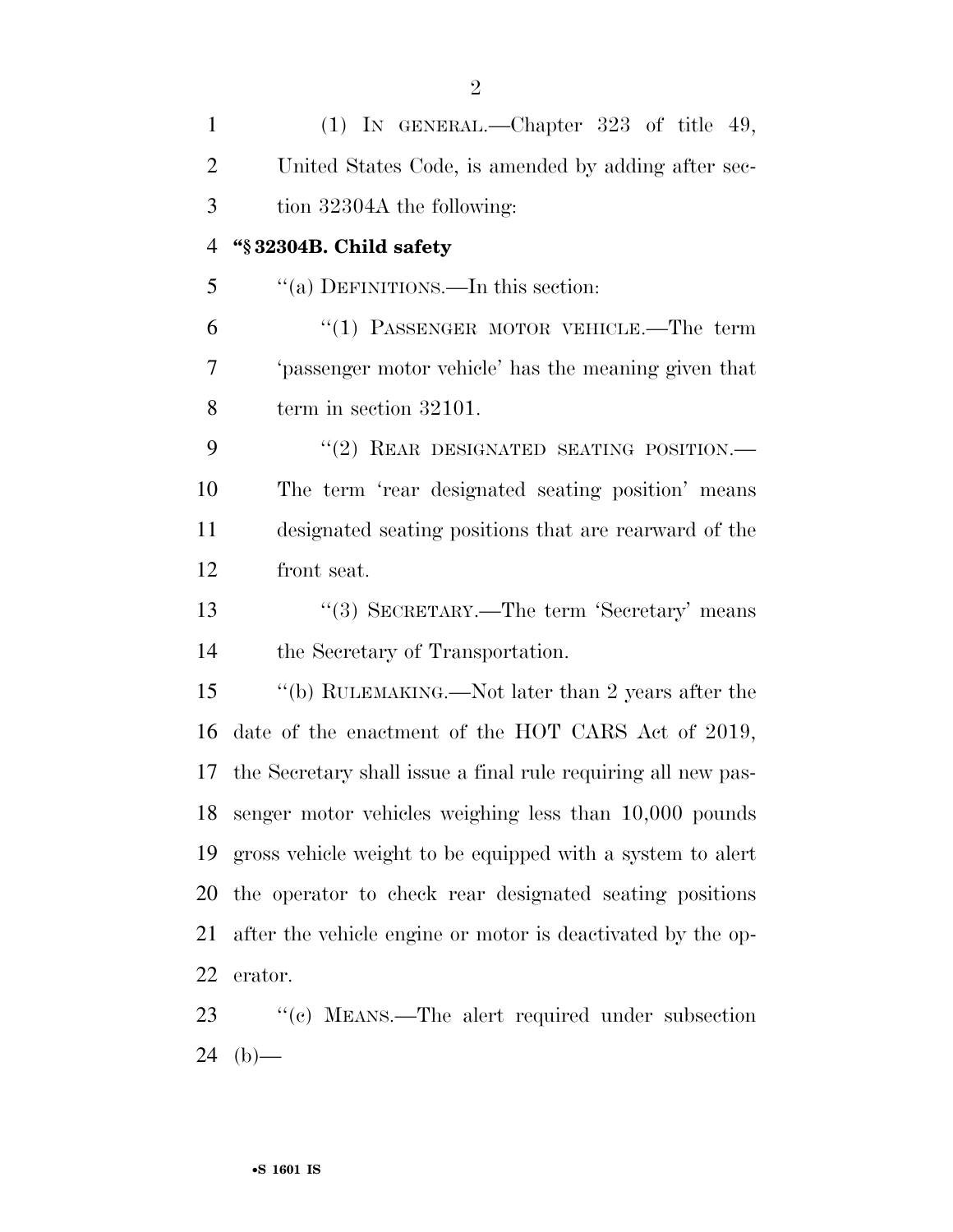(1) IN GENERAL.—Chapter 323 of title 49, United States Code, is amended by adding after section 32304A the following:

**"§ 32304B. Child safety**

"(a) DEFINITIONS.—In this section:

"(1) PASSENGER MOTOR VEHICLE.—The term 'passenger motor vehicle' has the meaning given that term in section 32101.

"(2) REAR DESIGNATED SEATING POSITION.—The term 'rear designated seating position' means designated seating positions that are rearward of the front seat.

"(3) SECRETARY.—The term 'Secretary' means the Secretary of Transportation.

"(b) RULEMAKING.—Not later than 2 years after the date of the enactment of the HOT CARS Act of 2019, the Secretary shall issue a final rule requiring all new passenger motor vehicles weighing less than 10,000 pounds gross vehicle weight to be equipped with a system to alert the operator to check rear designated seating positions after the vehicle engine or motor is deactivated by the operator.

"(c) MEANS.—The alert required under subsection (b)—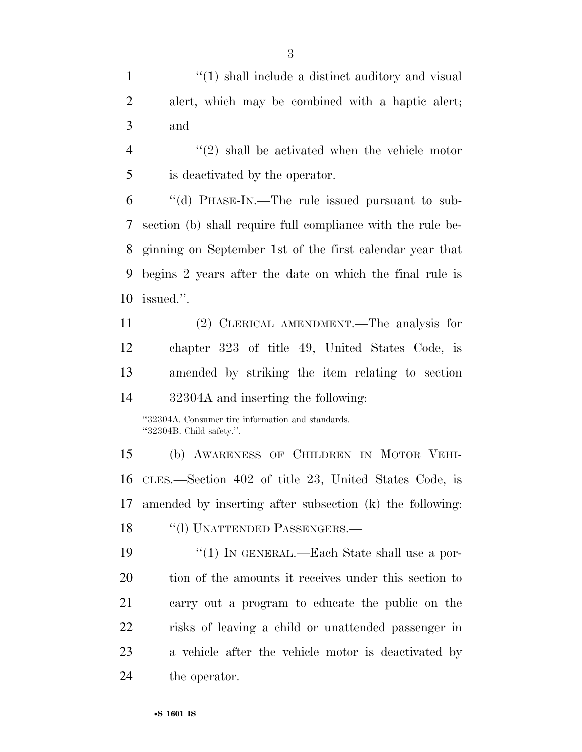"(1) shall include a distinct auditory and visual alert, which may be combined with a haptic alert; and

"(2) shall be activated when the vehicle motor is deactivated by the operator.

"(d) PHASE-IN.—The rule issued pursuant to subsection (b) shall require full compliance with the rule beginning on September 1st of the first calendar year that begins 2 years after the date on which the final rule is issued.".

(2) CLERICAL AMENDMENT.—The analysis for chapter 323 of title 49, United States Code, is amended by striking the item relating to section 32304A and inserting the following:

"32304A. Consumer tire information and standards.
"32304B. Child safety.".

(b) AWARENESS OF CHILDREN IN MOTOR VEHICLES.—Section 402 of title 23, United States Code, is amended by inserting after subsection (k) the following:

"(l) UNATTENDED PASSENGERS.—

"(1) IN GENERAL.—Each State shall use a portion of the amounts it receives under this section to carry out a program to educate the public on the risks of leaving a child or unattended passenger in a vehicle after the vehicle motor is deactivated by the operator.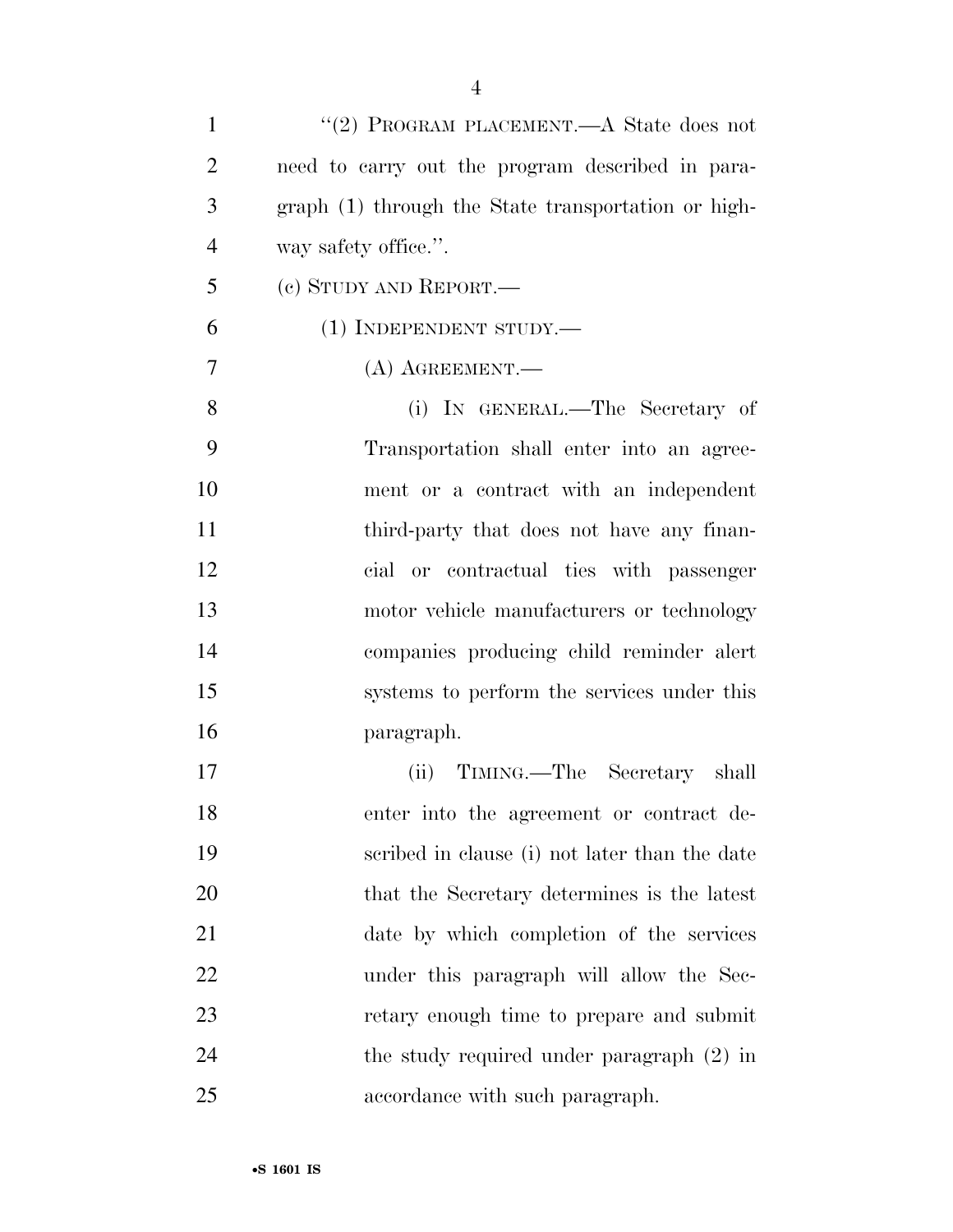"(2) PROGRAM PLACEMENT.—A State does not need to carry out the program described in paragraph (1) through the State transportation or highway safety office.".

(c) STUDY AND REPORT.—

(1) INDEPENDENT STUDY.—

(A) AGREEMENT.—

(i) IN GENERAL.—The Secretary of Transportation shall enter into an agreement or a contract with an independent third-party that does not have any financial or contractual ties with passenger motor vehicle manufacturers or technology companies producing child reminder alert systems to perform the services under this paragraph.

(ii) TIMING.—The Secretary shall enter into the agreement or contract described in clause (i) not later than the date that the Secretary determines is the latest date by which completion of the services under this paragraph will allow the Secretary enough time to prepare and submit the study required under paragraph (2) in accordance with such paragraph.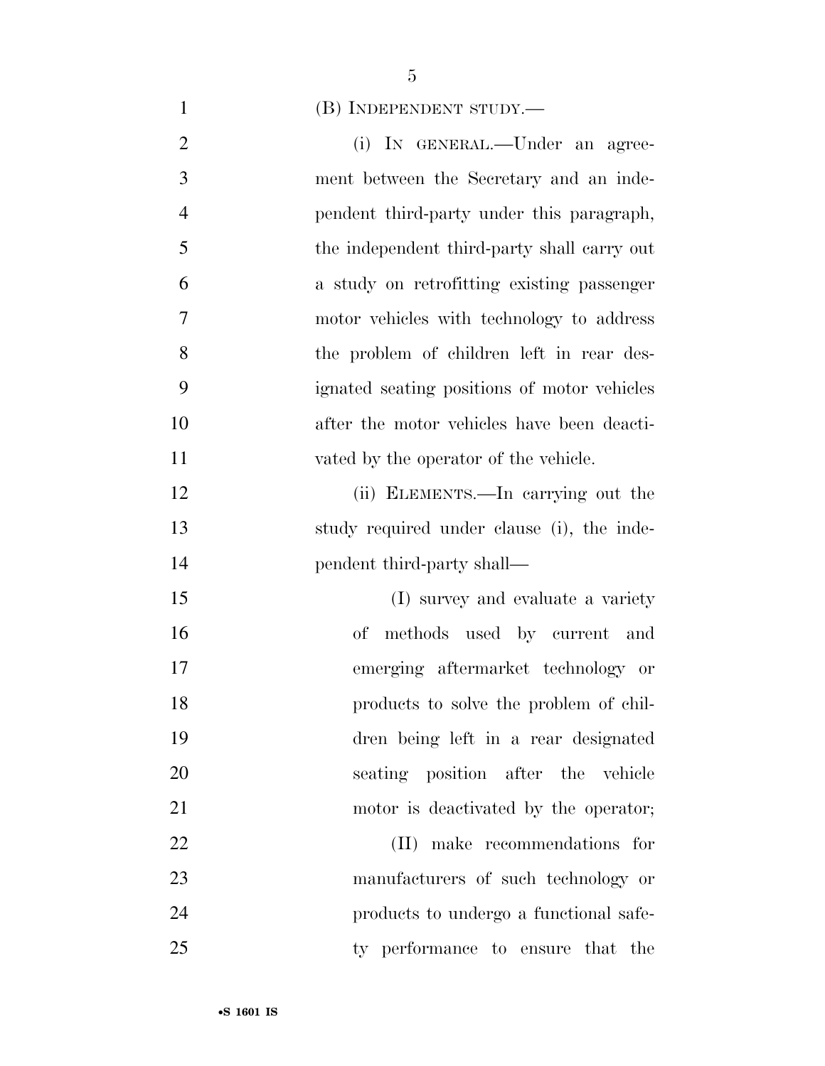(B) INDEPENDENT STUDY.—

(i) IN GENERAL.—Under an agreement between the Secretary and an independent third-party under this paragraph, the independent third-party shall carry out a study on retrofitting existing passenger motor vehicles with technology to address the problem of children left in rear designated seating positions of motor vehicles after the motor vehicles have been deactivated by the operator of the vehicle.

(ii) ELEMENTS.—In carrying out the study required under clause (i), the independent third-party shall—

(I) survey and evaluate a variety of methods used by current and emerging aftermarket technology or products to solve the problem of children being left in a rear designated seating position after the vehicle motor is deactivated by the operator;

(II) make recommendations for manufacturers of such technology or products to undergo a functional safety performance to ensure that the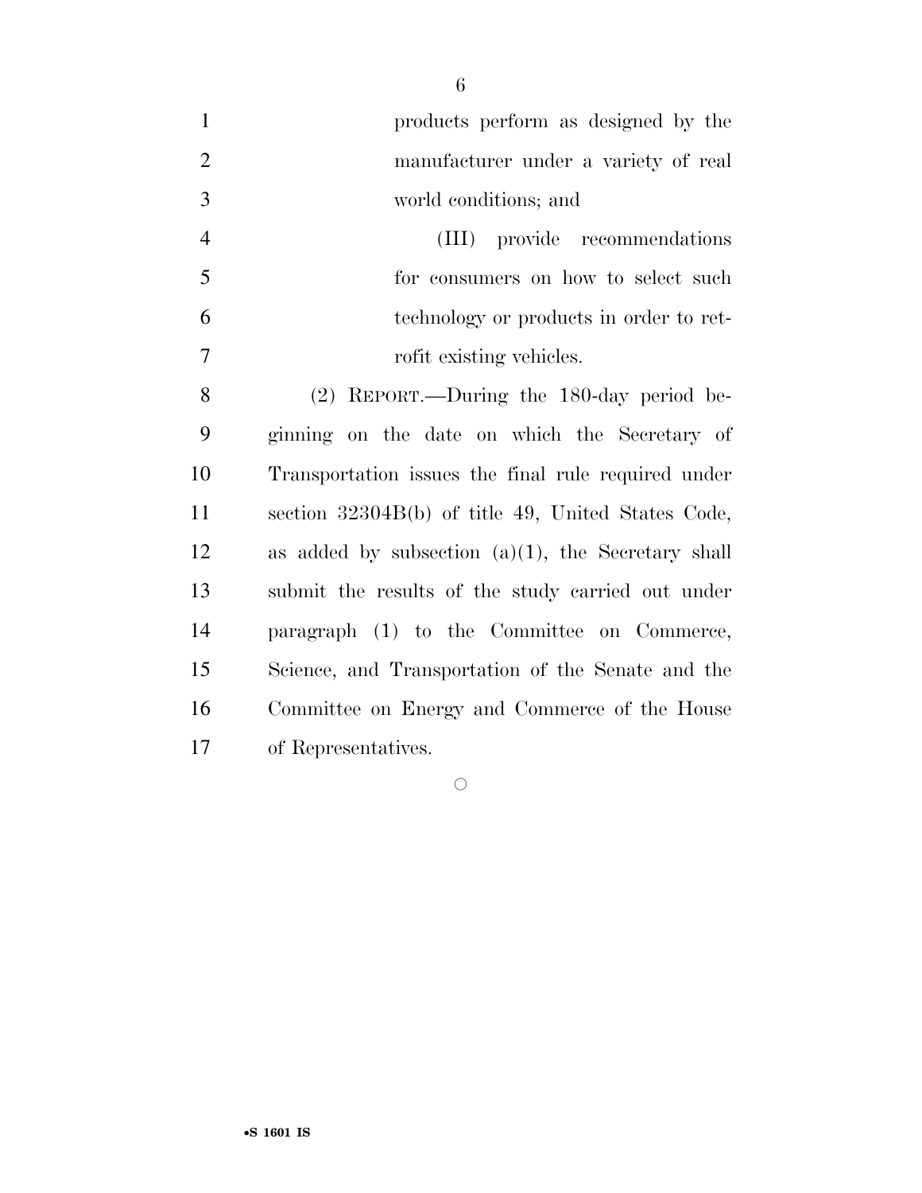products perform as designed by the manufacturer under a variety of real world conditions; and

(III) provide recommendations for consumers on how to select such technology or products in order to retrofit existing vehicles.

(2) REPORT.—During the 180-day period beginning on the date on which the Secretary of Transportation issues the final rule required under section 32304B(b) of title 49, United States Code, as added by subsection (a)(1), the Secretary shall submit the results of the study carried out under paragraph (1) to the Committee on Commerce, Science, and Transportation of the Senate and the Committee on Energy and Commerce of the House of Representatives.

○